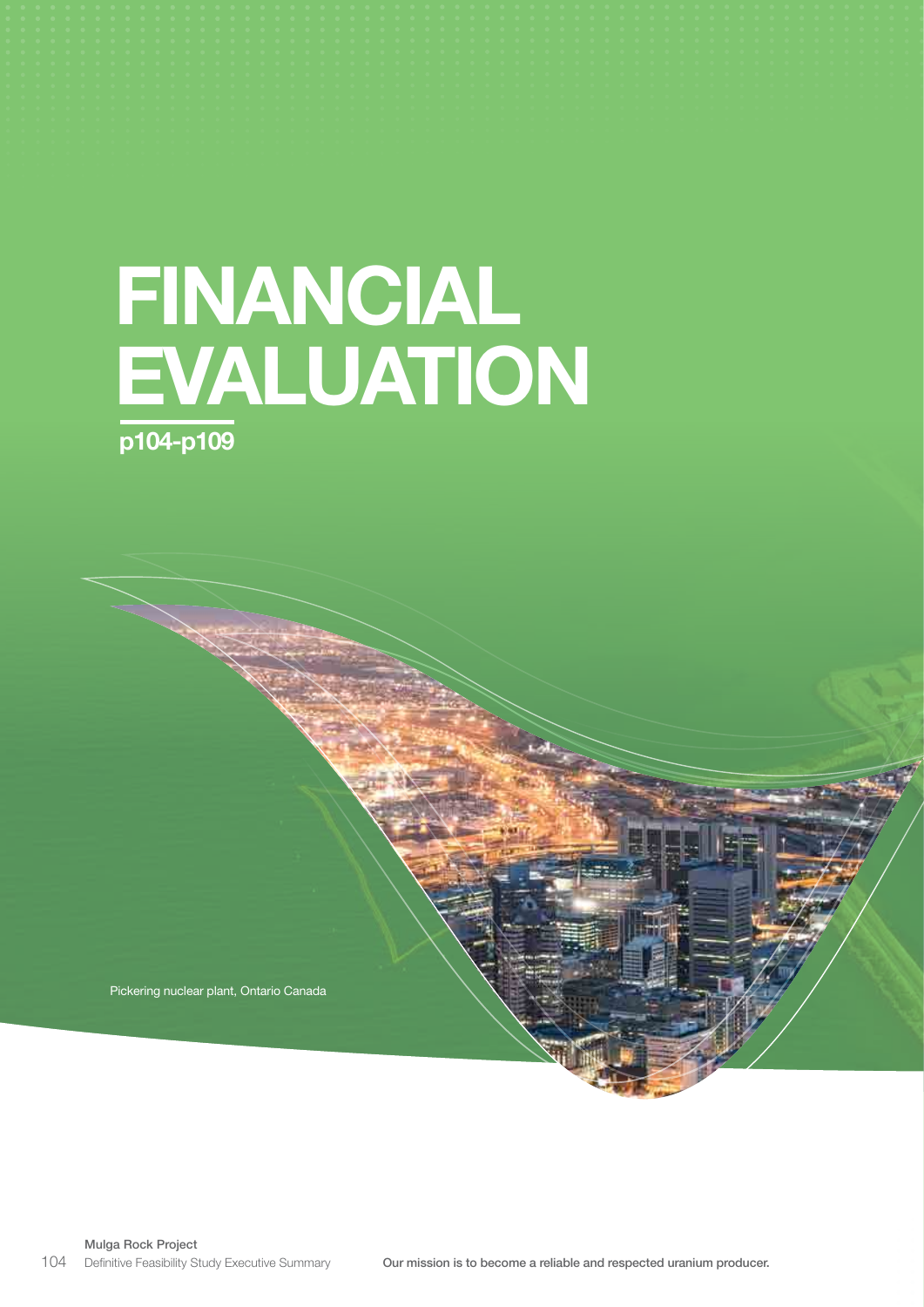# FINANCIAL EVALUATION

**p104-p109**

Pickering nuclear plant, Ontario Canada

Our mission is to become a reliable and respected uranium producer.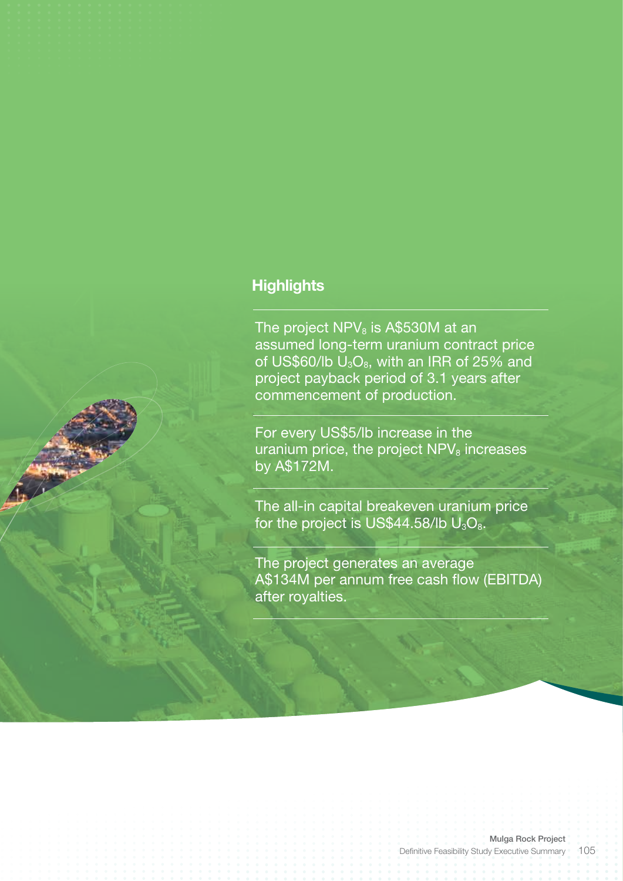## Highlights

The project $NPV_8$ is A$530M at an assumed long-term uranium contract price of US$60/lb $U_3O_8$, with an IRR of 25% and project payback period of 3.1 years after commencement of production.

For every US$5/lb increase in the uranium price, the project $NPV_8$ increases by A$172M.

The all-in capital breakeven uranium price for the project is US$44.58/lb $U_3O_8$.

The project generates an average A$134M per annum free cash flow (EBITDA) after royalties.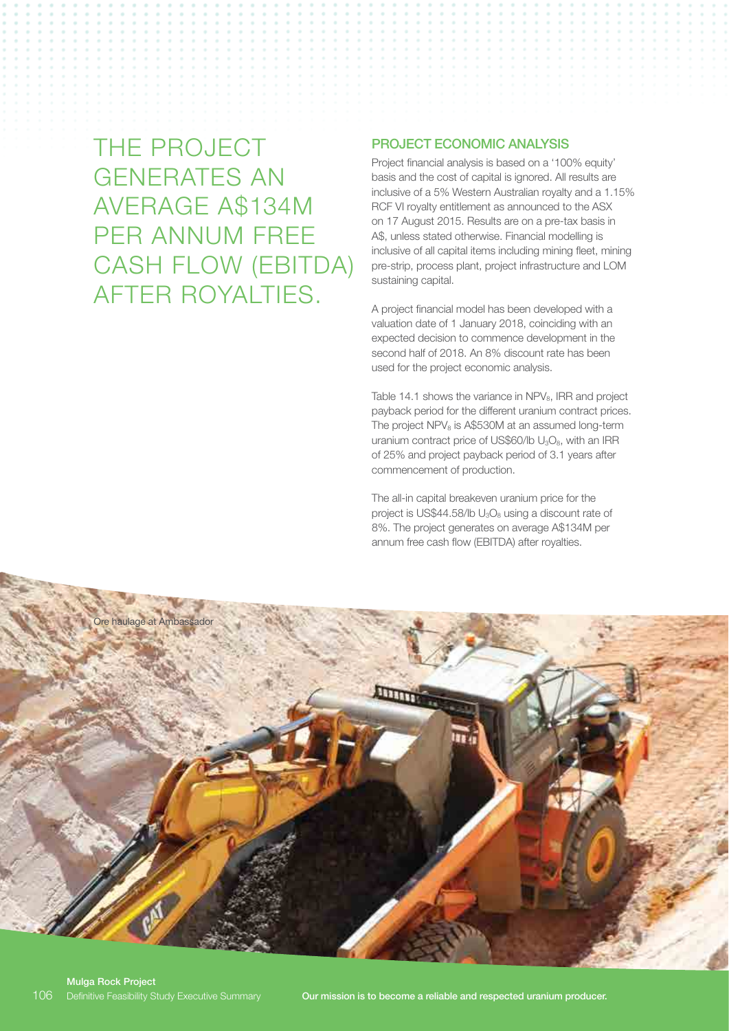THE PROJECT GENERATES AN AVERAGE A$134M PER ANNUM FREE CASH FLOW (EBITDA) AFTER ROYALTIES.

## PROJECT ECONOMIC ANALYSIS

Project financial analysis is based on a '100% equity' basis and the cost of capital is ignored. All results are inclusive of a 5% Western Australian royalty and a 1.15% RCF VI royalty entitlement as announced to the ASX on 17 August 2015. Results are on a pre-tax basis in A$, unless stated otherwise. Financial modelling is inclusive of all capital items including mining fleet, mining pre-strip, process plant, project infrastructure and LOM sustaining capital.

A project financial model has been developed with a valuation date of 1 January 2018, coinciding with an expected decision to commence development in the second half of 2018. An 8% discount rate has been used for the project economic analysis.

Table 14.1 shows the variance in $NPV_8$, IRR and project payback period for the different uranium contract prices. The project $NPV_8$ is A$530M at an assumed long-term uranium contract price of US$60/lb $U_3O_8$, with an IRR of 25% and project payback period of 3.1 years after commencement of production.

The all-in capital breakeven uranium price for the project is US$44.58/lb $U_3O_8$ using a discount rate of 8%. The project generates on average A$134M per annum free cash flow (EBITDA) after royalties.

Ore haulage at Ambassador

Our mission is to become a reliable and respected uranium producer.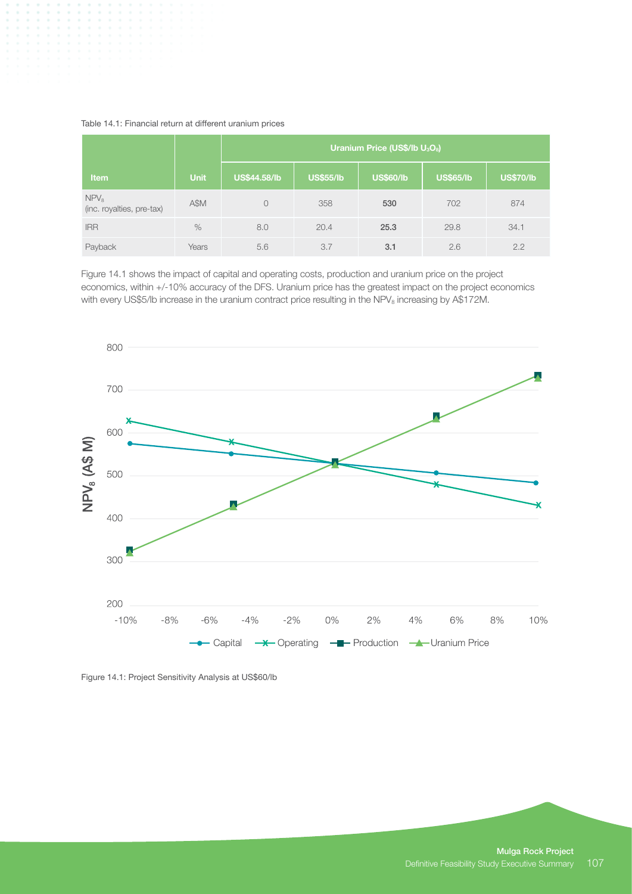Table 14.1: Financial return at different uranium prices

| Item | Unit | Uranium Price (US$/lb $U_3O_8$) | | | | |
|---|---|---|---|---|---|---|
| | | US$44.58/lb | US$55/lb | US$60/lb | US$65/lb | US$70/lb |
| $NPV_8$ (inc. royalties, pre-tax) | A$M | 0 | 358 | **530** | 702 | 874 |
| IRR | % | 8.0 | 20.4 | **25.3** | 29.8 | 34.1 |
| Payback | Years | 5.6 | 3.7 | **3.1** | 2.6 | 2.2 |

Figure 14.1 shows the impact of capital and operating costs, production and uranium price on the project economics, within +/-10% accuracy of the DFS. Uranium price has the greatest impact on the project economics with every US$5/lb increase in the uranium contract price resulting in the $NPV_8$ increasing by A$172M.

Figure 14.1: Project Sensitivity Analysis at US$60/lb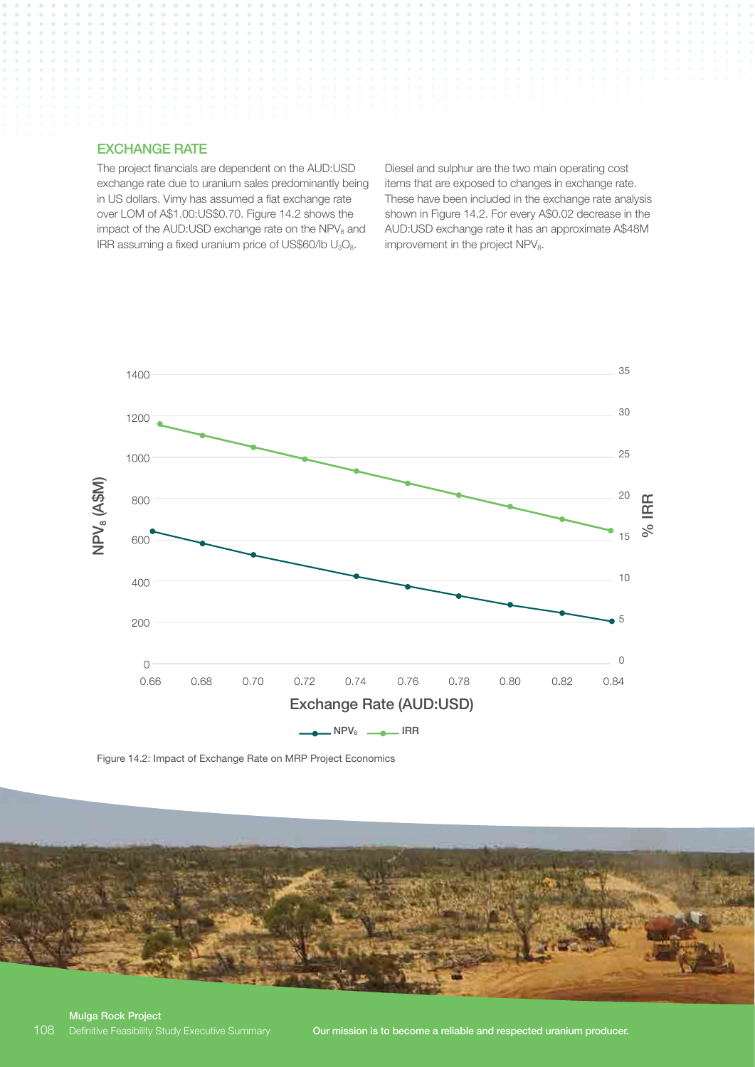## EXCHANGE RATE

The project financials are dependent on the AUD:USD exchange rate due to uranium sales predominantly being in US dollars. Vimy has assumed a flat exchange rate over LOM of A$1.00:US$0.70. Figure 14.2 shows the impact of the AUD:USD exchange rate on the $NPV_8$ and IRR assuming a fixed uranium price of US$60/lb $U_3O_8$.

Diesel and sulphur are the two main operating cost items that are exposed to changes in exchange rate. These have been included in the exchange rate analysis shown in Figure 14.2. For every A$0.02 decrease in the AUD:USD exchange rate it has an approximate A$48M improvement in the project $NPV_8$.

Figure 14.2: Impact of Exchange Rate on MRP Project Economics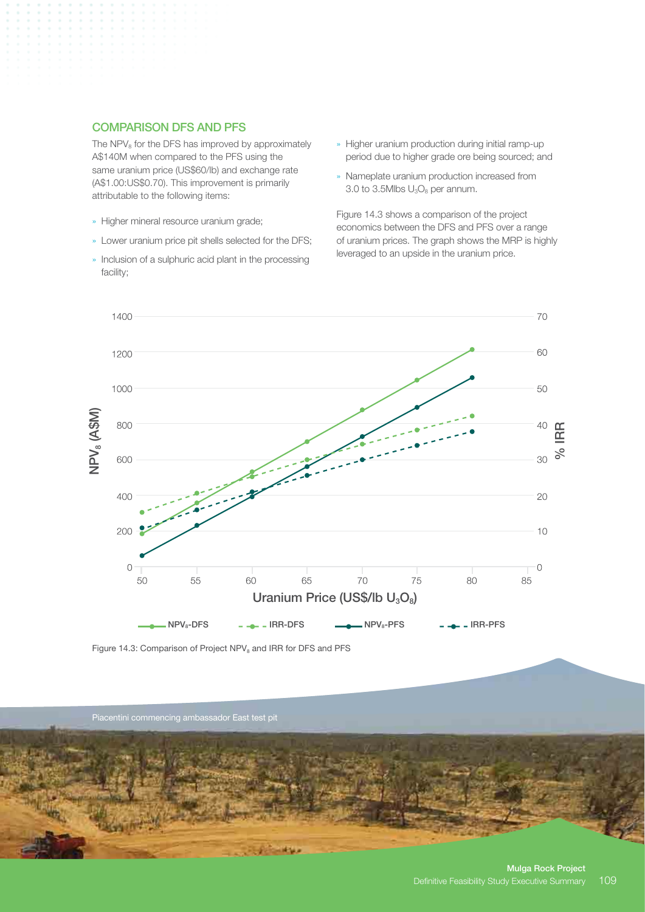## COMPARISON DFS AND PFS

The $NPV_8$ for the DFS has improved by approximately A$140M when compared to the PFS using the same uranium price (US$60/lb) and exchange rate (A$1.00:US$0.70). This improvement is primarily attributable to the following items:

- Higher mineral resource uranium grade;
- Lower uranium price pit shells selected for the DFS;
- Inclusion of a sulphuric acid plant in the processing facility;
- Higher uranium production during initial ramp-up period due to higher grade ore being sourced; and
- Nameplate uranium production increased from 3.0 to 3.5Mlbs $U_3O_8$ per annum.

Figure 14.3 shows a comparison of the project economics between the DFS and PFS over a range of uranium prices. The graph shows the MRP is highly leveraged to an upside in the uranium price.

Figure 14.3: Comparison of Project $NPV_8$ and IRR for DFS and PFS

Piacentini commencing ambassador East test pit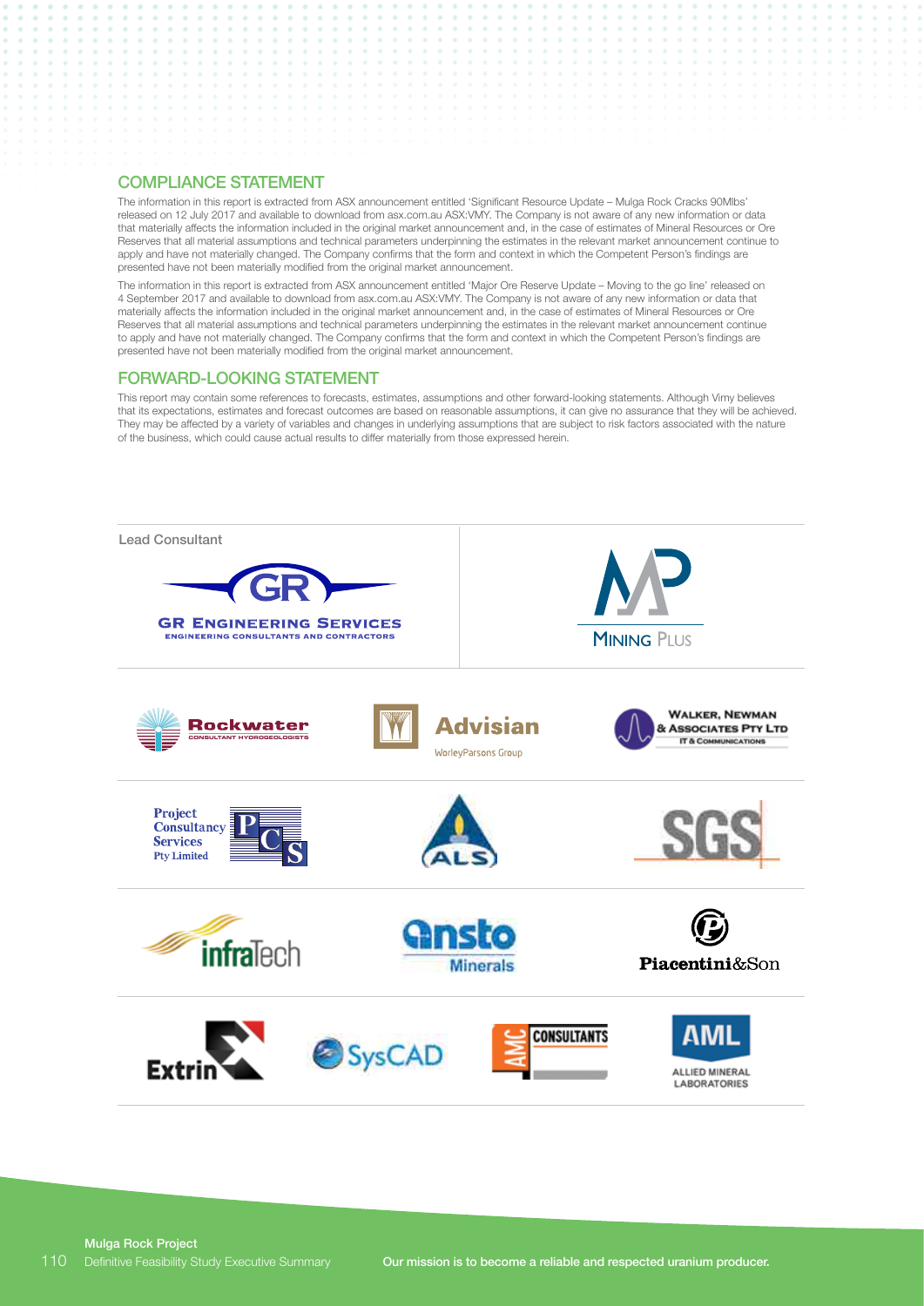## COMPLIANCE STATEMENT

The information in this report is extracted from ASX announcement entitled 'Significant Resource Update – Mulga Rock Cracks 90Mlbs' released on 12 July 2017 and available to download from asx.com.au ASX:VMY. The Company is not aware of any new information or data that materially affects the information included in the original market announcement and, in the case of estimates of Mineral Resources or Ore Reserves that all material assumptions and technical parameters underpinning the estimates in the relevant market announcement continue to apply and have not materially changed. The Company confirms that the form and context in which the Competent Person's findings are presented have not been materially modified from the original market announcement.

The information in this report is extracted from ASX announcement entitled 'Major Ore Reserve Update – Moving to the go line' released on 4 September 2017 and available to download from asx.com.au ASX:VMY. The Company is not aware of any new information or data that materially affects the information included in the original market announcement and, in the case of estimates of Mineral Resources or Ore Reserves that all material assumptions and technical parameters underpinning the estimates in the relevant market announcement continue to apply and have not materially changed. The Company confirms that the form and context in which the Competent Person's findings are presented have not been materially modified from the original market announcement.

## FORWARD-LOOKING STATEMENT

This report may contain some references to forecasts, estimates, assumptions and other forward-looking statements. Although Vimy believes that its expectations, estimates and forecast outcomes are based on reasonable assumptions, it can give no assurance that they will be achieved. They may be affected by a variety of variables and changes in underlying assumptions that are subject to risk factors associated with the nature of the business, which could cause actual results to differ materially from those expressed herein.

Lead Consultant

GR ENGINEERING SERVICES
ENGINEERING CONSULTANTS AND CONTRACTORS

MINING PLUS

Rockwater
CONSULTANT HYDROGEOLOGISTS

Advisian
WorleyParsons Group

WALKER, NEWMAN & ASSOCIATES PTY LTD
IT & COMMUNICATIONS

Project Consultancy Services Pty Limited

ALS

SGS

infraTech

ansto Minerals

Piacentini&Son

Extrin

SysCAD

AMC CONSULTANTS

AML
ALLIED MINERAL LABORATORIES

Our mission is to become a reliable and respected uranium producer.